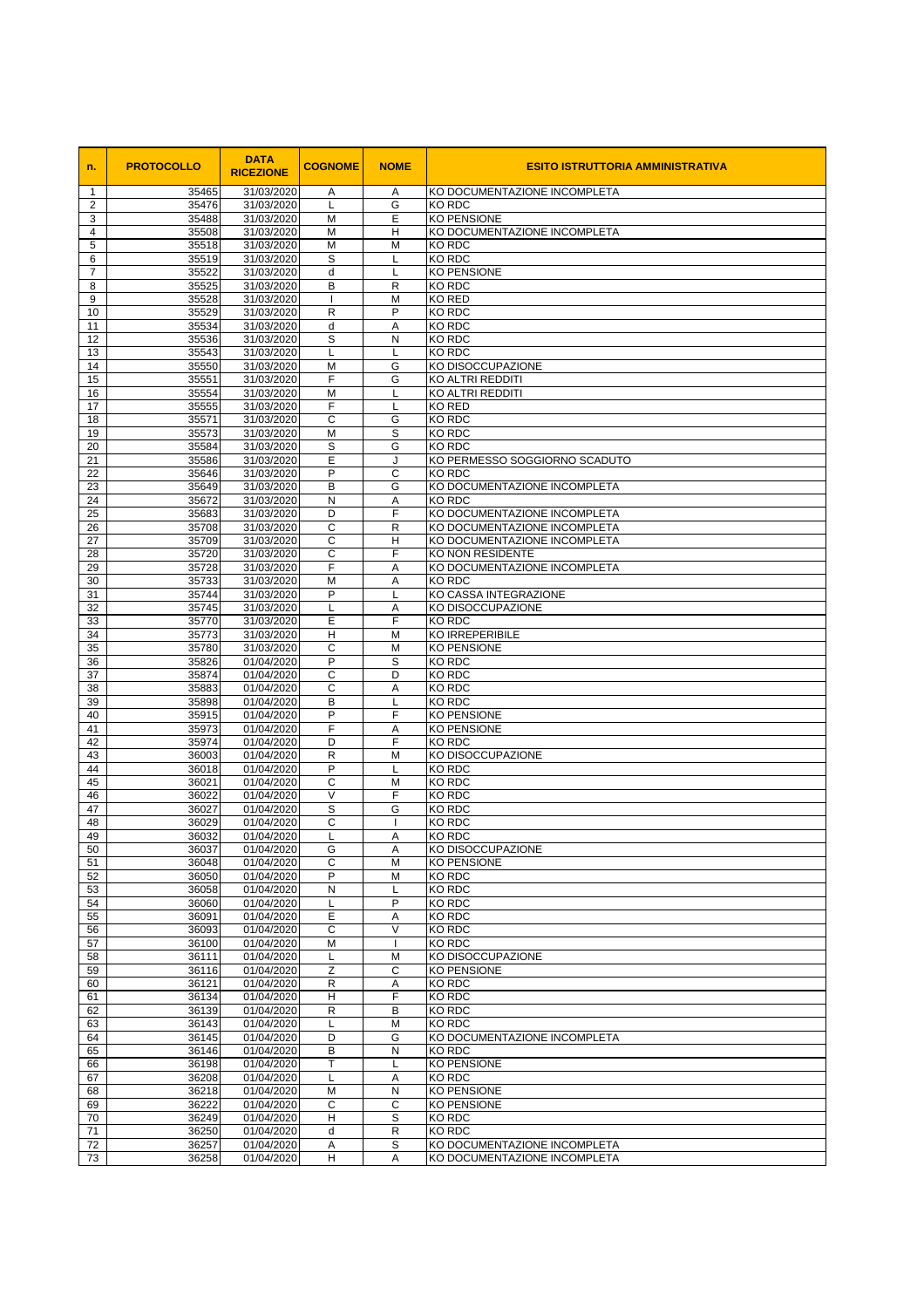| n. | PROTOCOLLO | DATA RICEZIONE | COGNOME | NOME | ESITO ISTRUTTORIA AMMINISTRATIVA |
|---|---|---|---|---|---|
| 1 | 35465 | 31/03/2020 | A | A | KO DOCUMENTAZIONE INCOMPLETA |
| 2 | 35476 | 31/03/2020 | L | G | KO RDC |
| 3 | 35488 | 31/03/2020 | M | E | KO PENSIONE |
| 4 | 35508 | 31/03/2020 | M | H | KO DOCUMENTAZIONE INCOMPLETA |
| 5 | 35518 | 31/03/2020 | M | M | KO RDC |
| 6 | 35519 | 31/03/2020 | S | L | KO RDC |
| 7 | 35522 | 31/03/2020 | d | L | KO PENSIONE |
| 8 | 35525 | 31/03/2020 | B | R | KO RDC |
| 9 | 35528 | 31/03/2020 | I | M | KO RED |
| 10 | 35529 | 31/03/2020 | R | P | KO RDC |
| 11 | 35534 | 31/03/2020 | d | A | KO RDC |
| 12 | 35536 | 31/03/2020 | S | N | KO RDC |
| 13 | 35543 | 31/03/2020 | L | L | KO RDC |
| 14 | 35550 | 31/03/2020 | M | G | KO DISOCCUPAZIONE |
| 15 | 35551 | 31/03/2020 | F | G | KO ALTRI REDDITI |
| 16 | 35554 | 31/03/2020 | M | L | KO ALTRI REDDITI |
| 17 | 35555 | 31/03/2020 | F | L | KO RED |
| 18 | 35571 | 31/03/2020 | C | G | KO RDC |
| 19 | 35573 | 31/03/2020 | M | S | KO RDC |
| 20 | 35584 | 31/03/2020 | S | G | KO RDC |
| 21 | 35586 | 31/03/2020 | E | J | KO PERMESSO SOGGIORNO SCADUTO |
| 22 | 35646 | 31/03/2020 | P | C | KO RDC |
| 23 | 35649 | 31/03/2020 | B | G | KO DOCUMENTAZIONE INCOMPLETA |
| 24 | 35672 | 31/03/2020 | N | A | KO RDC |
| 25 | 35683 | 31/03/2020 | D | F | KO DOCUMENTAZIONE INCOMPLETA |
| 26 | 35708 | 31/03/2020 | C | R | KO DOCUMENTAZIONE INCOMPLETA |
| 27 | 35709 | 31/03/2020 | C | H | KO DOCUMENTAZIONE INCOMPLETA |
| 28 | 35720 | 31/03/2020 | C | F | KO NON RESIDENTE |
| 29 | 35728 | 31/03/2020 | F | A | KO DOCUMENTAZIONE INCOMPLETA |
| 30 | 35733 | 31/03/2020 | M | A | KO RDC |
| 31 | 35744 | 31/03/2020 | P | L | KO CASSA INTEGRAZIONE |
| 32 | 35745 | 31/03/2020 | L | A | KO DISOCCUPAZIONE |
| 33 | 35770 | 31/03/2020 | E | F | KO RDC |
| 34 | 35773 | 31/03/2020 | H | M | KO IRREPERIBILE |
| 35 | 35780 | 31/03/2020 | C | M | KO PENSIONE |
| 36 | 35826 | 01/04/2020 | P | S | KO RDC |
| 37 | 35874 | 01/04/2020 | C | D | KO RDC |
| 38 | 35883 | 01/04/2020 | C | A | KO RDC |
| 39 | 35898 | 01/04/2020 | B | L | KO RDC |
| 40 | 35915 | 01/04/2020 | P | F | KO PENSIONE |
| 41 | 35973 | 01/04/2020 | F | A | KO PENSIONE |
| 42 | 35974 | 01/04/2020 | D | F | KO RDC |
| 43 | 36003 | 01/04/2020 | R | M | KO DISOCCUPAZIONE |
| 44 | 36018 | 01/04/2020 | P | L | KO RDC |
| 45 | 36021 | 01/04/2020 | C | M | KO RDC |
| 46 | 36022 | 01/04/2020 | V | F | KO RDC |
| 47 | 36027 | 01/04/2020 | S | G | KO RDC |
| 48 | 36029 | 01/04/2020 | C | I | KO RDC |
| 49 | 36032 | 01/04/2020 | L | A | KO RDC |
| 50 | 36037 | 01/04/2020 | G | A | KO DISOCCUPAZIONE |
| 51 | 36048 | 01/04/2020 | C | M | KO PENSIONE |
| 52 | 36050 | 01/04/2020 | P | M | KO RDC |
| 53 | 36058 | 01/04/2020 | N | L | KO RDC |
| 54 | 36060 | 01/04/2020 | L | P | KO RDC |
| 55 | 36091 | 01/04/2020 | E | A | KO RDC |
| 56 | 36093 | 01/04/2020 | C | V | KO RDC |
| 57 | 36100 | 01/04/2020 | M | I | KO RDC |
| 58 | 36111 | 01/04/2020 | L | M | KO DISOCCUPAZIONE |
| 59 | 36116 | 01/04/2020 | Z | C | KO PENSIONE |
| 60 | 36121 | 01/04/2020 | R | A | KO RDC |
| 61 | 36134 | 01/04/2020 | H | F | KO RDC |
| 62 | 36139 | 01/04/2020 | R | B | KO RDC |
| 63 | 36143 | 01/04/2020 | L | M | KO RDC |
| 64 | 36145 | 01/04/2020 | D | G | KO DOCUMENTAZIONE INCOMPLETA |
| 65 | 36146 | 01/04/2020 | B | N | KO RDC |
| 66 | 36198 | 01/04/2020 | T | L | KO PENSIONE |
| 67 | 36208 | 01/04/2020 | L | A | KO RDC |
| 68 | 36218 | 01/04/2020 | M | N | KO PENSIONE |
| 69 | 36222 | 01/04/2020 | C | C | KO PENSIONE |
| 70 | 36249 | 01/04/2020 | H | S | KO RDC |
| 71 | 36250 | 01/04/2020 | d | R | KO RDC |
| 72 | 36257 | 01/04/2020 | A | S | KO DOCUMENTAZIONE INCOMPLETA |
| 73 | 36258 | 01/04/2020 | H | A | KO DOCUMENTAZIONE INCOMPLETA |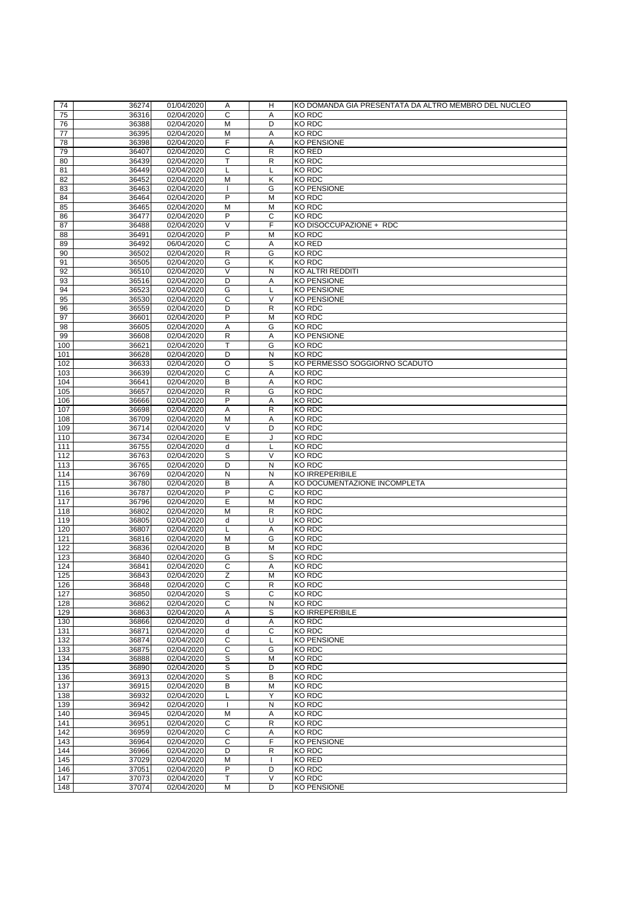| 74 | 36274 | 01/04/2020 | A | H | KO DOMANDA GIA PRESENTATA DA ALTRO MEMBRO DEL NUCLEO |
|---|---|---|---|---|---|
| 75 | 36316 | 02/04/2020 | C | A | KO RDC |
| 76 | 36388 | 02/04/2020 | M | D | KO RDC |
| 77 | 36395 | 02/04/2020 | M | A | KO RDC |
| 78 | 36398 | 02/04/2020 | F | A | KO PENSIONE |
| 79 | 36407 | 02/04/2020 | C | R | KO RED |
| 80 | 36439 | 02/04/2020 | T | R | KO RDC |
| 81 | 36449 | 02/04/2020 | L | L | KO RDC |
| 82 | 36452 | 02/04/2020 | M | K | KO RDC |
| 83 | 36463 | 02/04/2020 | I | G | KO PENSIONE |
| 84 | 36464 | 02/04/2020 | P | M | KO RDC |
| 85 | 36465 | 02/04/2020 | M | M | KO RDC |
| 86 | 36477 | 02/04/2020 | P | C | KO RDC |
| 87 | 36488 | 02/04/2020 | V | F | KO DISOCCUPAZIONE + RDC |
| 88 | 36491 | 02/04/2020 | P | M | KO RDC |
| 89 | 36492 | 06/04/2020 | C | A | KO RED |
| 90 | 36502 | 02/04/2020 | R | G | KO RDC |
| 91 | 36505 | 02/04/2020 | G | K | KO RDC |
| 92 | 36510 | 02/04/2020 | V | N | KO ALTRI REDDITI |
| 93 | 36516 | 02/04/2020 | D | A | KO PENSIONE |
| 94 | 36523 | 02/04/2020 | G | L | KO PENSIONE |
| 95 | 36530 | 02/04/2020 | C | V | KO PENSIONE |
| 96 | 36559 | 02/04/2020 | D | R | KO RDC |
| 97 | 36601 | 02/04/2020 | P | M | KO RDC |
| 98 | 36605 | 02/04/2020 | A | G | KO RDC |
| 99 | 36608 | 02/04/2020 | R | A | KO PENSIONE |
| 100 | 36621 | 02/04/2020 | T | G | KO RDC |
| 101 | 36628 | 02/04/2020 | D | N | KO RDC |
| 102 | 36633 | 02/04/2020 | O | S | KO PERMESSO SOGGIORNO SCADUTO |
| 103 | 36639 | 02/04/2020 | C | A | KO RDC |
| 104 | 36641 | 02/04/2020 | B | A | KO RDC |
| 105 | 36657 | 02/04/2020 | R | G | KO RDC |
| 106 | 36666 | 02/04/2020 | P | A | KO RDC |
| 107 | 36698 | 02/04/2020 | A | R | KO RDC |
| 108 | 36709 | 02/04/2020 | M | A | KO RDC |
| 109 | 36714 | 02/04/2020 | V | D | KO RDC |
| 110 | 36734 | 02/04/2020 | E | J | KO RDC |
| 111 | 36755 | 02/04/2020 | d | L | KO RDC |
| 112 | 36763 | 02/04/2020 | S | V | KO RDC |
| 113 | 36765 | 02/04/2020 | D | N | KO RDC |
| 114 | 36769 | 02/04/2020 | N | N | KO IRREPERIBILE |
| 115 | 36780 | 02/04/2020 | B | A | KO DOCUMENTAZIONE INCOMPLETA |
| 116 | 36787 | 02/04/2020 | P | C | KO RDC |
| 117 | 36796 | 02/04/2020 | E | M | KO RDC |
| 118 | 36802 | 02/04/2020 | M | R | KO RDC |
| 119 | 36805 | 02/04/2020 | d | U | KO RDC |
| 120 | 36807 | 02/04/2020 | L | A | KO RDC |
| 121 | 36816 | 02/04/2020 | M | G | KO RDC |
| 122 | 36836 | 02/04/2020 | B | M | KO RDC |
| 123 | 36840 | 02/04/2020 | G | S | KO RDC |
| 124 | 36841 | 02/04/2020 | C | A | KO RDC |
| 125 | 36843 | 02/04/2020 | Z | M | KO RDC |
| 126 | 36848 | 02/04/2020 | C | R | KO RDC |
| 127 | 36850 | 02/04/2020 | S | C | KO RDC |
| 128 | 36862 | 02/04/2020 | C | N | KO RDC |
| 129 | 36863 | 02/04/2020 | A | S | KO IRREPERIBILE |
| 130 | 36866 | 02/04/2020 | d | A | KO RDC |
| 131 | 36871 | 02/04/2020 | d | C | KO RDC |
| 132 | 36874 | 02/04/2020 | C | L | KO PENSIONE |
| 133 | 36875 | 02/04/2020 | C | G | KO RDC |
| 134 | 36888 | 02/04/2020 | S | M | KO RDC |
| 135 | 36890 | 02/04/2020 | S | D | KO RDC |
| 136 | 36913 | 02/04/2020 | S | B | KO RDC |
| 137 | 36915 | 02/04/2020 | B | M | KO RDC |
| 138 | 36932 | 02/04/2020 | L | Y | KO RDC |
| 139 | 36942 | 02/04/2020 | I | N | KO RDC |
| 140 | 36945 | 02/04/2020 | M | A | KO RDC |
| 141 | 36951 | 02/04/2020 | C | R | KO RDC |
| 142 | 36959 | 02/04/2020 | C | A | KO RDC |
| 143 | 36964 | 02/04/2020 | C | F | KO PENSIONE |
| 144 | 36966 | 02/04/2020 | D | R | KO RDC |
| 145 | 37029 | 02/04/2020 | M | I | KO RED |
| 146 | 37051 | 02/04/2020 | P | D | KO RDC |
| 147 | 37073 | 02/04/2020 | T | V | KO RDC |
| 148 | 37074 | 02/04/2020 | M | D | KO PENSIONE |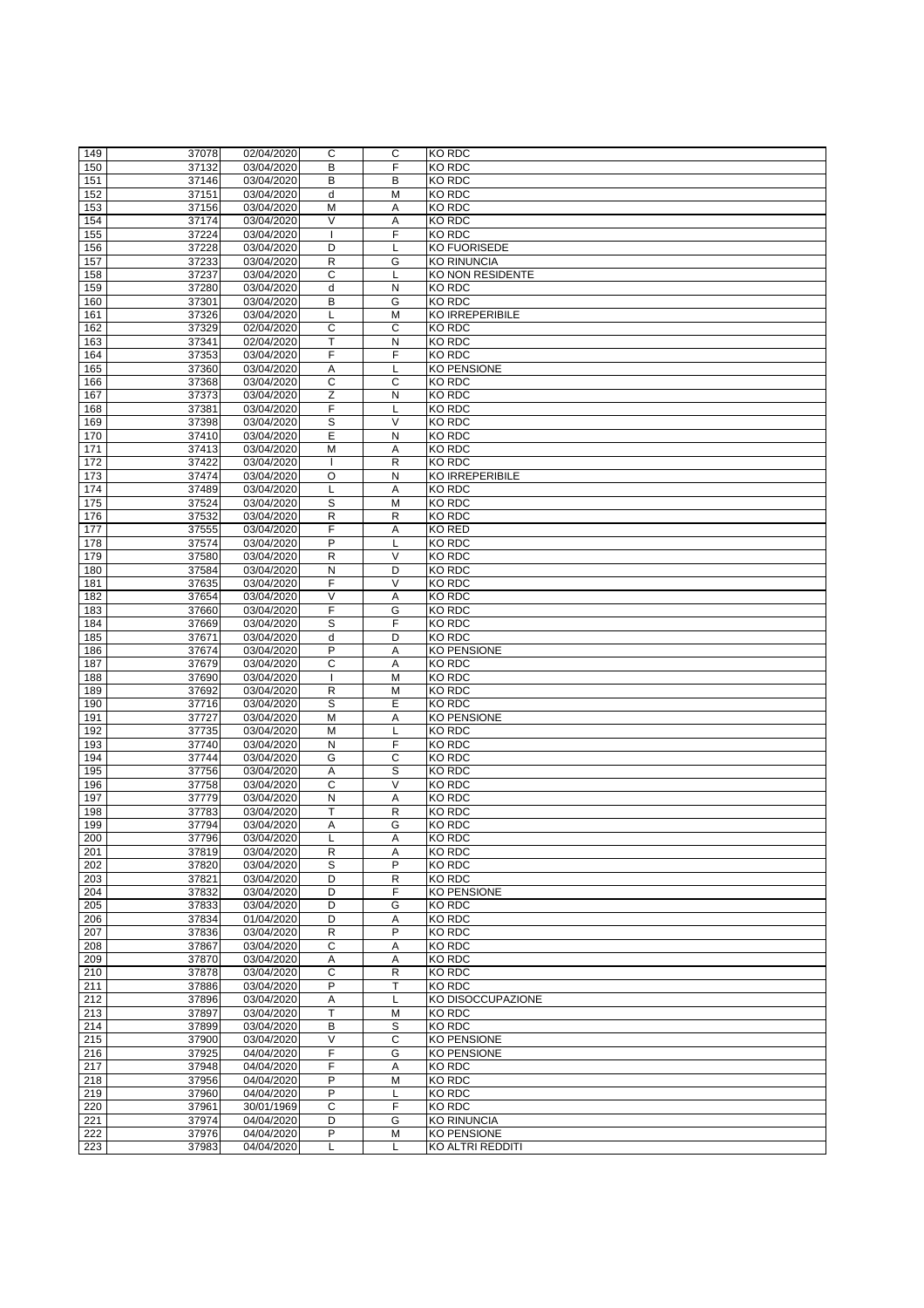| 149 | 37078 | 02/04/2020 | C | C | KO RDC |
|---|---|---|---|---|---|
| 150 | 37132 | 03/04/2020 | B | F | KO RDC |
| 151 | 37146 | 03/04/2020 | B | B | KO RDC |
| 152 | 37151 | 03/04/2020 | d | M | KO RDC |
| 153 | 37156 | 03/04/2020 | M | A | KO RDC |
| 154 | 37174 | 03/04/2020 | V | A | KO RDC |
| 155 | 37224 | 03/04/2020 | I | F | KO RDC |
| 156 | 37228 | 03/04/2020 | D | L | KO FUORISEDE |
| 157 | 37233 | 03/04/2020 | R | G | KO RINUNCIA |
| 158 | 37237 | 03/04/2020 | C | L | KO NON RESIDENTE |
| 159 | 37280 | 03/04/2020 | d | N | KO RDC |
| 160 | 37301 | 03/04/2020 | B | G | KO RDC |
| 161 | 37326 | 03/04/2020 | L | M | KO IRREPERIBILE |
| 162 | 37329 | 02/04/2020 | C | C | KO RDC |
| 163 | 37341 | 02/04/2020 | T | N | KO RDC |
| 164 | 37353 | 03/04/2020 | F | F | KO RDC |
| 165 | 37360 | 03/04/2020 | A | L | KO PENSIONE |
| 166 | 37368 | 03/04/2020 | C | C | KO RDC |
| 167 | 37373 | 03/04/2020 | Z | N | KO RDC |
| 168 | 37381 | 03/04/2020 | F | L | KO RDC |
| 169 | 37398 | 03/04/2020 | S | V | KO RDC |
| 170 | 37410 | 03/04/2020 | E | N | KO RDC |
| 171 | 37413 | 03/04/2020 | M | A | KO RDC |
| 172 | 37422 | 03/04/2020 | I | R | KO RDC |
| 173 | 37474 | 03/04/2020 | O | N | KO IRREPERIBILE |
| 174 | 37489 | 03/04/2020 | L | A | KO RDC |
| 175 | 37524 | 03/04/2020 | S | M | KO RDC |
| 176 | 37532 | 03/04/2020 | R | R | KO RDC |
| 177 | 37555 | 03/04/2020 | F | A | KO RED |
| 178 | 37574 | 03/04/2020 | P | L | KO RDC |
| 179 | 37580 | 03/04/2020 | R | V | KO RDC |
| 180 | 37584 | 03/04/2020 | N | D | KO RDC |
| 181 | 37635 | 03/04/2020 | F | V | KO RDC |
| 182 | 37654 | 03/04/2020 | V | A | KO RDC |
| 183 | 37660 | 03/04/2020 | F | G | KO RDC |
| 184 | 37669 | 03/04/2020 | S | F | KO RDC |
| 185 | 37671 | 03/04/2020 | d | D | KO RDC |
| 186 | 37674 | 03/04/2020 | P | A | KO PENSIONE |
| 187 | 37679 | 03/04/2020 | C | A | KO RDC |
| 188 | 37690 | 03/04/2020 | I | M | KO RDC |
| 189 | 37692 | 03/04/2020 | R | M | KO RDC |
| 190 | 37716 | 03/04/2020 | S | E | KO RDC |
| 191 | 37727 | 03/04/2020 | M | A | KO PENSIONE |
| 192 | 37735 | 03/04/2020 | M | L | KO RDC |
| 193 | 37740 | 03/04/2020 | N | F | KO RDC |
| 194 | 37744 | 03/04/2020 | G | C | KO RDC |
| 195 | 37756 | 03/04/2020 | A | S | KO RDC |
| 196 | 37758 | 03/04/2020 | C | V | KO RDC |
| 197 | 37779 | 03/04/2020 | N | A | KO RDC |
| 198 | 37783 | 03/04/2020 | T | R | KO RDC |
| 199 | 37794 | 03/04/2020 | A | G | KO RDC |
| 200 | 37796 | 03/04/2020 | L | A | KO RDC |
| 201 | 37819 | 03/04/2020 | R | A | KO RDC |
| 202 | 37820 | 03/04/2020 | S | P | KO RDC |
| 203 | 37821 | 03/04/2020 | D | R | KO RDC |
| 204 | 37832 | 03/04/2020 | D | F | KO PENSIONE |
| 205 | 37833 | 03/04/2020 | D | G | KO RDC |
| 206 | 37834 | 01/04/2020 | D | A | KO RDC |
| 207 | 37836 | 03/04/2020 | R | P | KO RDC |
| 208 | 37867 | 03/04/2020 | C | A | KO RDC |
| 209 | 37870 | 03/04/2020 | A | A | KO RDC |
| 210 | 37878 | 03/04/2020 | C | R | KO RDC |
| 211 | 37886 | 03/04/2020 | P | T | KO RDC |
| 212 | 37896 | 03/04/2020 | A | L | KO DISOCCUPAZIONE |
| 213 | 37897 | 03/04/2020 | T | M | KO RDC |
| 214 | 37899 | 03/04/2020 | B | S | KO RDC |
| 215 | 37900 | 03/04/2020 | V | C | KO PENSIONE |
| 216 | 37925 | 04/04/2020 | F | G | KO PENSIONE |
| 217 | 37948 | 04/04/2020 | F | A | KO RDC |
| 218 | 37956 | 04/04/2020 | P | M | KO RDC |
| 219 | 37960 | 04/04/2020 | P | L | KO RDC |
| 220 | 37961 | 30/01/1969 | C | F | KO RDC |
| 221 | 37974 | 04/04/2020 | D | G | KO RINUNCIA |
| 222 | 37976 | 04/04/2020 | P | M | KO PENSIONE |
| 223 | 37983 | 04/04/2020 | L | L | KO ALTRI REDDITI |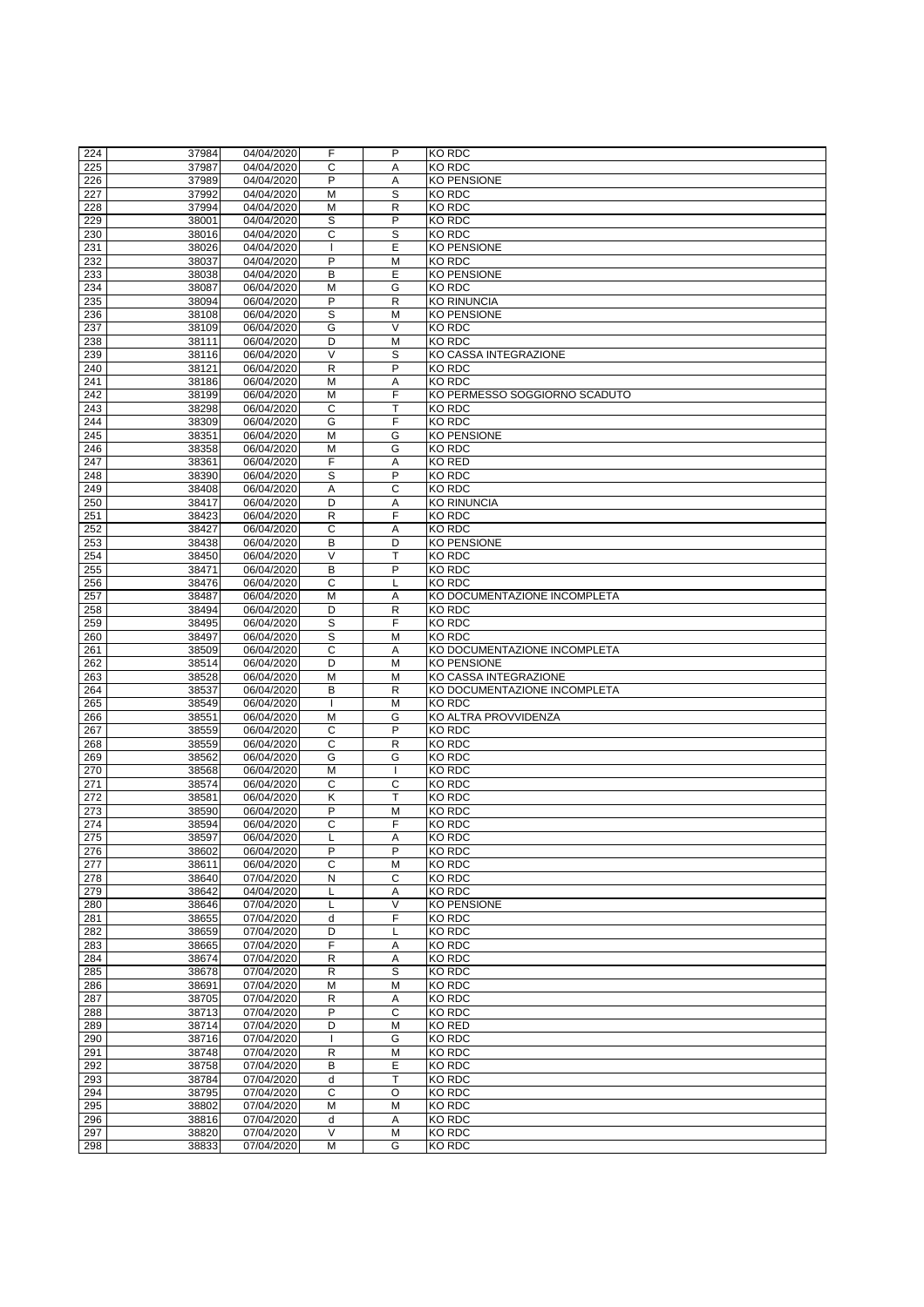| 224 | 37984 | 04/04/2020 | F | P | KO RDC |
|---|---|---|---|---|---|
| 225 | 37987 | 04/04/2020 | C | A | KO RDC |
| 226 | 37989 | 04/04/2020 | P | A | KO PENSIONE |
| 227 | 37992 | 04/04/2020 | M | S | KO RDC |
| 228 | 37994 | 04/04/2020 | M | R | KO RDC |
| 229 | 38001 | 04/04/2020 | S | P | KO RDC |
| 230 | 38016 | 04/04/2020 | C | S | KO RDC |
| 231 | 38026 | 04/04/2020 | I | E | KO PENSIONE |
| 232 | 38037 | 04/04/2020 | P | M | KO RDC |
| 233 | 38038 | 04/04/2020 | B | E | KO PENSIONE |
| 234 | 38087 | 06/04/2020 | M | G | KO RDC |
| 235 | 38094 | 06/04/2020 | P | R | KO RINUNCIA |
| 236 | 38108 | 06/04/2020 | S | M | KO PENSIONE |
| 237 | 38109 | 06/04/2020 | G | V | KO RDC |
| 238 | 38111 | 06/04/2020 | D | M | KO RDC |
| 239 | 38116 | 06/04/2020 | V | S | KO CASSA INTEGRAZIONE |
| 240 | 38121 | 06/04/2020 | R | P | KO RDC |
| 241 | 38186 | 06/04/2020 | M | A | KO RDC |
| 242 | 38199 | 06/04/2020 | M | F | KO PERMESSO SOGGIORNO SCADUTO |
| 243 | 38298 | 06/04/2020 | C | T | KO RDC |
| 244 | 38309 | 06/04/2020 | G | F | KO RDC |
| 245 | 38351 | 06/04/2020 | M | G | KO PENSIONE |
| 246 | 38358 | 06/04/2020 | M | G | KO RDC |
| 247 | 38361 | 06/04/2020 | F | A | KO RED |
| 248 | 38390 | 06/04/2020 | S | P | KO RDC |
| 249 | 38408 | 06/04/2020 | A | C | KO RDC |
| 250 | 38417 | 06/04/2020 | D | A | KO RINUNCIA |
| 251 | 38423 | 06/04/2020 | R | F | KO RDC |
| 252 | 38427 | 06/04/2020 | C | A | KO RDC |
| 253 | 38438 | 06/04/2020 | B | D | KO PENSIONE |
| 254 | 38450 | 06/04/2020 | V | T | KO RDC |
| 255 | 38471 | 06/04/2020 | B | P | KO RDC |
| 256 | 38476 | 06/04/2020 | C | L | KO RDC |
| 257 | 38487 | 06/04/2020 | M | A | KO DOCUMENTAZIONE INCOMPLETA |
| 258 | 38494 | 06/04/2020 | D | R | KO RDC |
| 259 | 38495 | 06/04/2020 | S | F | KO RDC |
| 260 | 38497 | 06/04/2020 | S | M | KO RDC |
| 261 | 38509 | 06/04/2020 | C | A | KO DOCUMENTAZIONE INCOMPLETA |
| 262 | 38514 | 06/04/2020 | D | M | KO PENSIONE |
| 263 | 38528 | 06/04/2020 | M | M | KO CASSA INTEGRAZIONE |
| 264 | 38537 | 06/04/2020 | B | R | KO DOCUMENTAZIONE INCOMPLETA |
| 265 | 38549 | 06/04/2020 | I | M | KO RDC |
| 266 | 38551 | 06/04/2020 | M | G | KO ALTRA PROVVIDENZA |
| 267 | 38559 | 06/04/2020 | C | P | KO RDC |
| 268 | 38559 | 06/04/2020 | C | R | KO RDC |
| 269 | 38562 | 06/04/2020 | G | G | KO RDC |
| 270 | 38568 | 06/04/2020 | M | I | KO RDC |
| 271 | 38574 | 06/04/2020 | C | C | KO RDC |
| 272 | 38581 | 06/04/2020 | K | T | KO RDC |
| 273 | 38590 | 06/04/2020 | P | M | KO RDC |
| 274 | 38594 | 06/04/2020 | C | F | KO RDC |
| 275 | 38597 | 06/04/2020 | L | A | KO RDC |
| 276 | 38602 | 06/04/2020 | P | P | KO RDC |
| 277 | 38611 | 06/04/2020 | C | M | KO RDC |
| 278 | 38640 | 07/04/2020 | N | C | KO RDC |
| 279 | 38642 | 04/04/2020 | L | A | KO RDC |
| 280 | 38646 | 07/04/2020 | L | V | KO PENSIONE |
| 281 | 38655 | 07/04/2020 | d | F | KO RDC |
| 282 | 38659 | 07/04/2020 | D | L | KO RDC |
| 283 | 38665 | 07/04/2020 | F | A | KO RDC |
| 284 | 38674 | 07/04/2020 | R | A | KO RDC |
| 285 | 38678 | 07/04/2020 | R | S | KO RDC |
| 286 | 38691 | 07/04/2020 | M | M | KO RDC |
| 287 | 38705 | 07/04/2020 | R | A | KO RDC |
| 288 | 38713 | 07/04/2020 | P | C | KO RDC |
| 289 | 38714 | 07/04/2020 | D | M | KO RED |
| 290 | 38716 | 07/04/2020 | I | G | KO RDC |
| 291 | 38748 | 07/04/2020 | R | M | KO RDC |
| 292 | 38758 | 07/04/2020 | B | E | KO RDC |
| 293 | 38784 | 07/04/2020 | d | T | KO RDC |
| 294 | 38795 | 07/04/2020 | C | O | KO RDC |
| 295 | 38802 | 07/04/2020 | M | M | KO RDC |
| 296 | 38816 | 07/04/2020 | d | A | KO RDC |
| 297 | 38820 | 07/04/2020 | V | M | KO RDC |
| 298 | 38833 | 07/04/2020 | M | G | KO RDC |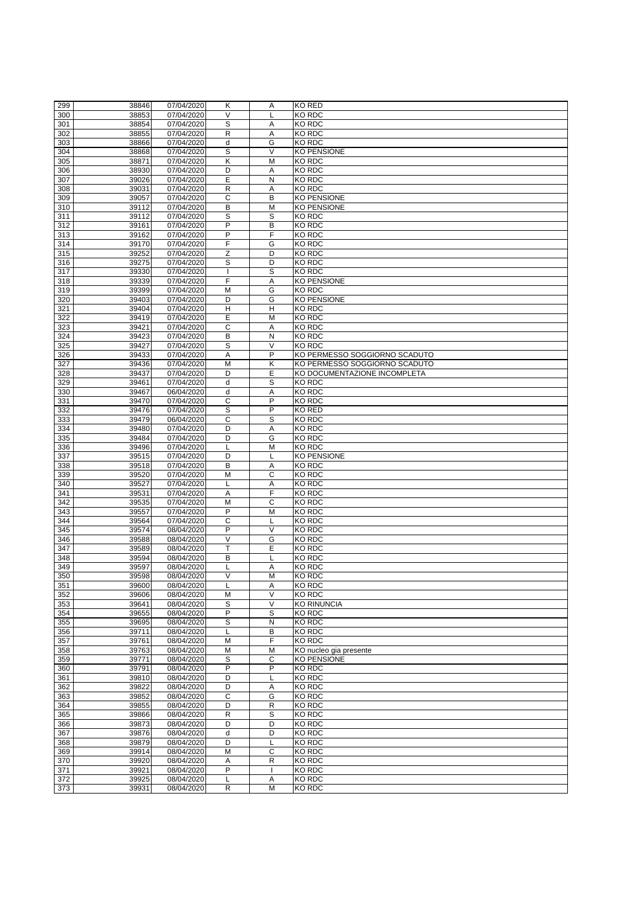| | | | | | |
|---|---|---|---|---|---|
| 299 | 38846 | 07/04/2020 | K | A | KO RED |
| 300 | 38853 | 07/04/2020 | V | L | KO RDC |
| 301 | 38854 | 07/04/2020 | S | A | KO RDC |
| 302 | 38855 | 07/04/2020 | R | A | KO RDC |
| 303 | 38866 | 07/04/2020 | d | G | KO RDC |
| 304 | 38868 | 07/04/2020 | S | V | KO PENSIONE |
| 305 | 38871 | 07/04/2020 | K | M | KO RDC |
| 306 | 38930 | 07/04/2020 | D | A | KO RDC |
| 307 | 39026 | 07/04/2020 | E | N | KO RDC |
| 308 | 39031 | 07/04/2020 | R | A | KO RDC |
| 309 | 39057 | 07/04/2020 | C | B | KO PENSIONE |
| 310 | 39112 | 07/04/2020 | B | M | KO PENSIONE |
| 311 | 39112 | 07/04/2020 | S | S | KO RDC |
| 312 | 39161 | 07/04/2020 | P | B | KO RDC |
| 313 | 39162 | 07/04/2020 | P | F | KO RDC |
| 314 | 39170 | 07/04/2020 | F | G | KO RDC |
| 315 | 39252 | 07/04/2020 | Z | D | KO RDC |
| 316 | 39275 | 07/04/2020 | S | D | KO RDC |
| 317 | 39330 | 07/04/2020 | I | S | KO RDC |
| 318 | 39339 | 07/04/2020 | F | A | KO PENSIONE |
| 319 | 39399 | 07/04/2020 | M | G | KO RDC |
| 320 | 39403 | 07/04/2020 | D | G | KO PENSIONE |
| 321 | 39404 | 07/04/2020 | H | H | KO RDC |
| 322 | 39419 | 07/04/2020 | E | M | KO RDC |
| 323 | 39421 | 07/04/2020 | C | A | KO RDC |
| 324 | 39423 | 07/04/2020 | B | N | KO RDC |
| 325 | 39427 | 07/04/2020 | S | V | KO RDC |
| 326 | 39433 | 07/04/2020 | A | P | KO PERMESSO SOGGIORNO SCADUTO |
| 327 | 39436 | 07/04/2020 | M | K | KO PERMESSO SOGGIORNO SCADUTO |
| 328 | 39437 | 07/04/2020 | D | E | KO DOCUMENTAZIONE INCOMPLETA |
| 329 | 39461 | 07/04/2020 | d | S | KO RDC |
| 330 | 39467 | 06/04/2020 | d | A | KO RDC |
| 331 | 39470 | 07/04/2020 | C | P | KO RDC |
| 332 | 39476 | 07/04/2020 | S | P | KO RED |
| 333 | 39479 | 06/04/2020 | C | S | KO RDC |
| 334 | 39480 | 07/04/2020 | D | A | KO RDC |
| 335 | 39484 | 07/04/2020 | D | G | KO RDC |
| 336 | 39496 | 07/04/2020 | L | M | KO RDC |
| 337 | 39515 | 07/04/2020 | D | L | KO PENSIONE |
| 338 | 39518 | 07/04/2020 | B | A | KO RDC |
| 339 | 39520 | 07/04/2020 | M | C | KO RDC |
| 340 | 39527 | 07/04/2020 | L | A | KO RDC |
| 341 | 39531 | 07/04/2020 | A | F | KO RDC |
| 342 | 39535 | 07/04/2020 | M | C | KO RDC |
| 343 | 39557 | 07/04/2020 | P | M | KO RDC |
| 344 | 39564 | 07/04/2020 | C | L | KO RDC |
| 345 | 39574 | 08/04/2020 | P | V | KO RDC |
| 346 | 39588 | 08/04/2020 | V | G | KO RDC |
| 347 | 39589 | 08/04/2020 | T | E | KO RDC |
| 348 | 39594 | 08/04/2020 | B | L | KO RDC |
| 349 | 39597 | 08/04/2020 | L | A | KO RDC |
| 350 | 39598 | 08/04/2020 | V | M | KO RDC |
| 351 | 39600 | 08/04/2020 | L | A | KO RDC |
| 352 | 39606 | 08/04/2020 | M | V | KO RDC |
| 353 | 39641 | 08/04/2020 | S | V | KO RINUNCIA |
| 354 | 39655 | 08/04/2020 | P | S | KO RDC |
| 355 | 39695 | 08/04/2020 | S | N | KO RDC |
| 356 | 39711 | 08/04/2020 | L | B | KO RDC |
| 357 | 39761 | 08/04/2020 | M | F | KO RDC |
| 358 | 39763 | 08/04/2020 | M | M | KO nucleo gia presente |
| 359 | 39771 | 08/04/2020 | S | C | KO PENSIONE |
| 360 | 39791 | 08/04/2020 | P | P | KO RDC |
| 361 | 39810 | 08/04/2020 | D | L | KO RDC |
| 362 | 39822 | 08/04/2020 | D | A | KO RDC |
| 363 | 39852 | 08/04/2020 | C | G | KO RDC |
| 364 | 39855 | 08/04/2020 | D | R | KO RDC |
| 365 | 39866 | 08/04/2020 | R | S | KO RDC |
| 366 | 39873 | 08/04/2020 | D | D | KO RDC |
| 367 | 39876 | 08/04/2020 | d | D | KO RDC |
| 368 | 39879 | 08/04/2020 | D | L | KO RDC |
| 369 | 39914 | 08/04/2020 | M | C | KO RDC |
| 370 | 39920 | 08/04/2020 | A | R | KO RDC |
| 371 | 39921 | 08/04/2020 | P | I | KO RDC |
| 372 | 39925 | 08/04/2020 | L | A | KO RDC |
| 373 | 39931 | 08/04/2020 | R | M | KO RDC |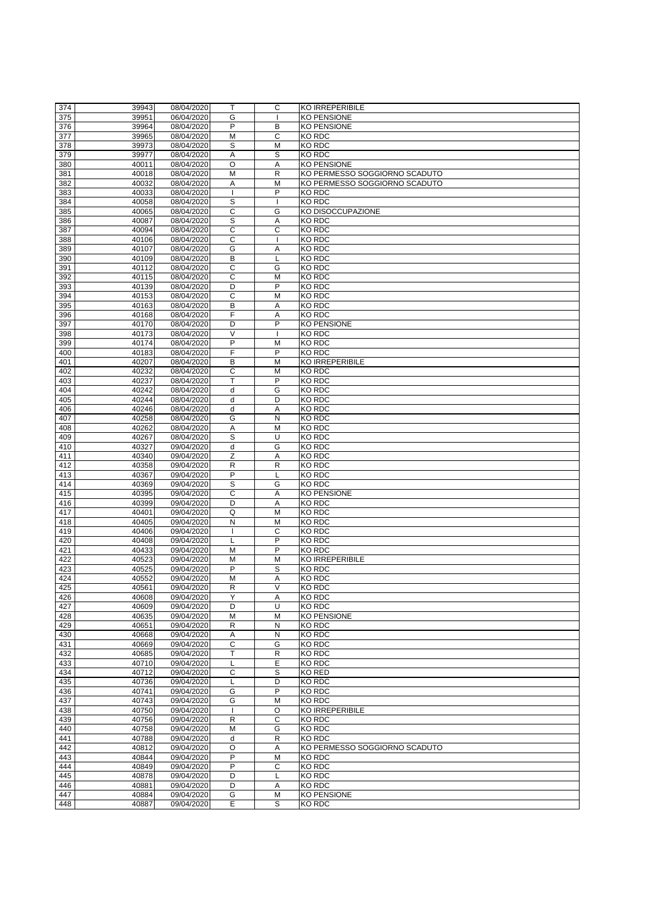| 374 | 39943 | 08/04/2020 | T | C | KO IRREPERIBILE |
|---|---|---|---|---|---|
| 375 | 39951 | 06/04/2020 | G | I | KO PENSIONE |
| 376 | 39964 | 08/04/2020 | P | B | KO PENSIONE |
| 377 | 39965 | 08/04/2020 | M | C | KO RDC |
| 378 | 39973 | 08/04/2020 | S | M | KO RDC |
| 379 | 39977 | 08/04/2020 | A | S | KO RDC |
| 380 | 40011 | 08/04/2020 | O | A | KO PENSIONE |
| 381 | 40018 | 08/04/2020 | M | R | KO PERMESSO SOGGIORNO SCADUTO |
| 382 | 40032 | 08/04/2020 | A | M | KO PERMESSO SOGGIORNO SCADUTO |
| 383 | 40033 | 08/04/2020 | I | P | KO RDC |
| 384 | 40058 | 08/04/2020 | S | I | KO RDC |
| 385 | 40065 | 08/04/2020 | C | G | KO DISOCCUPAZIONE |
| 386 | 40087 | 08/04/2020 | S | A | KO RDC |
| 387 | 40094 | 08/04/2020 | C | C | KO RDC |
| 388 | 40106 | 08/04/2020 | C | I | KO RDC |
| 389 | 40107 | 08/04/2020 | G | A | KO RDC |
| 390 | 40109 | 08/04/2020 | B | L | KO RDC |
| 391 | 40112 | 08/04/2020 | C | G | KO RDC |
| 392 | 40115 | 08/04/2020 | C | M | KO RDC |
| 393 | 40139 | 08/04/2020 | D | P | KO RDC |
| 394 | 40153 | 08/04/2020 | C | M | KO RDC |
| 395 | 40163 | 08/04/2020 | B | A | KO RDC |
| 396 | 40168 | 08/04/2020 | F | A | KO RDC |
| 397 | 40170 | 08/04/2020 | D | P | KO PENSIONE |
| 398 | 40173 | 08/04/2020 | V | I | KO RDC |
| 399 | 40174 | 08/04/2020 | P | M | KO RDC |
| 400 | 40183 | 08/04/2020 | F | P | KO RDC |
| 401 | 40207 | 08/04/2020 | B | M | KO IRREPERIBILE |
| 402 | 40232 | 08/04/2020 | C | M | KO RDC |
| 403 | 40237 | 08/04/2020 | T | P | KO RDC |
| 404 | 40242 | 08/04/2020 | d | G | KO RDC |
| 405 | 40244 | 08/04/2020 | d | D | KO RDC |
| 406 | 40246 | 08/04/2020 | d | A | KO RDC |
| 407 | 40258 | 08/04/2020 | G | N | KO RDC |
| 408 | 40262 | 08/04/2020 | A | M | KO RDC |
| 409 | 40267 | 08/04/2020 | S | U | KO RDC |
| 410 | 40327 | 09/04/2020 | d | G | KO RDC |
| 411 | 40340 | 09/04/2020 | Z | A | KO RDC |
| 412 | 40358 | 09/04/2020 | R | R | KO RDC |
| 413 | 40367 | 09/04/2020 | P | L | KO RDC |
| 414 | 40369 | 09/04/2020 | S | G | KO RDC |
| 415 | 40395 | 09/04/2020 | C | A | KO PENSIONE |
| 416 | 40399 | 09/04/2020 | D | A | KO RDC |
| 417 | 40401 | 09/04/2020 | Q | M | KO RDC |
| 418 | 40405 | 09/04/2020 | N | M | KO RDC |
| 419 | 40406 | 09/04/2020 | I | C | KO RDC |
| 420 | 40408 | 09/04/2020 | L | P | KO RDC |
| 421 | 40433 | 09/04/2020 | M | P | KO RDC |
| 422 | 40523 | 09/04/2020 | M | M | KO IRREPERIBILE |
| 423 | 40525 | 09/04/2020 | P | S | KO RDC |
| 424 | 40552 | 09/04/2020 | M | A | KO RDC |
| 425 | 40561 | 09/04/2020 | R | V | KO RDC |
| 426 | 40608 | 09/04/2020 | Y | A | KO RDC |
| 427 | 40609 | 09/04/2020 | D | U | KO RDC |
| 428 | 40635 | 09/04/2020 | M | M | KO PENSIONE |
| 429 | 40651 | 09/04/2020 | R | N | KO RDC |
| 430 | 40668 | 09/04/2020 | A | N | KO RDC |
| 431 | 40669 | 09/04/2020 | C | G | KO RDC |
| 432 | 40685 | 09/04/2020 | T | R | KO RDC |
| 433 | 40710 | 09/04/2020 | L | E | KO RDC |
| 434 | 40712 | 09/04/2020 | C | S | KO RED |
| 435 | 40736 | 09/04/2020 | L | D | KO RDC |
| 436 | 40741 | 09/04/2020 | G | P | KO RDC |
| 437 | 40743 | 09/04/2020 | G | M | KO RDC |
| 438 | 40750 | 09/04/2020 | I | O | KO IRREPERIBILE |
| 439 | 40756 | 09/04/2020 | R | C | KO RDC |
| 440 | 40758 | 09/04/2020 | M | G | KO RDC |
| 441 | 40788 | 09/04/2020 | d | R | KO RDC |
| 442 | 40812 | 09/04/2020 | O | A | KO PERMESSO SOGGIORNO SCADUTO |
| 443 | 40844 | 09/04/2020 | P | M | KO RDC |
| 444 | 40849 | 09/04/2020 | P | C | KO RDC |
| 445 | 40878 | 09/04/2020 | D | L | KO RDC |
| 446 | 40881 | 09/04/2020 | D | A | KO RDC |
| 447 | 40884 | 09/04/2020 | G | M | KO PENSIONE |
| 448 | 40887 | 09/04/2020 | E | S | KO RDC |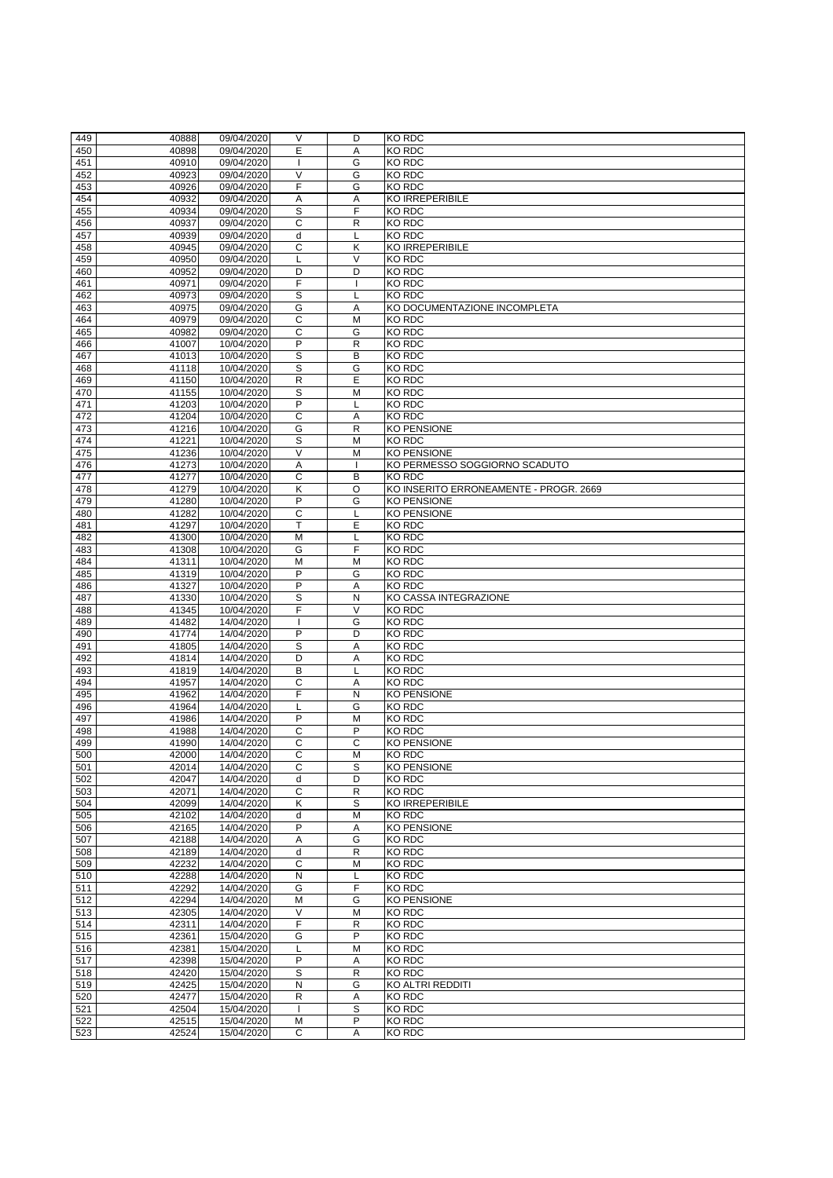| 449 | 40888 | 09/04/2020 | V | D | KO RDC |
|---|---|---|---|---|---|
| 450 | 40898 | 09/04/2020 | E | A | KO RDC |
| 451 | 40910 | 09/04/2020 | I | G | KO RDC |
| 452 | 40923 | 09/04/2020 | V | G | KO RDC |
| 453 | 40926 | 09/04/2020 | F | G | KO RDC |
| 454 | 40932 | 09/04/2020 | A | A | KO IRREPERIBILE |
| 455 | 40934 | 09/04/2020 | S | F | KO RDC |
| 456 | 40937 | 09/04/2020 | C | R | KO RDC |
| 457 | 40939 | 09/04/2020 | d | L | KO RDC |
| 458 | 40945 | 09/04/2020 | C | K | KO IRREPERIBILE |
| 459 | 40950 | 09/04/2020 | L | V | KO RDC |
| 460 | 40952 | 09/04/2020 | D | D | KO RDC |
| 461 | 40971 | 09/04/2020 | F | I | KO RDC |
| 462 | 40973 | 09/04/2020 | S | L | KO RDC |
| 463 | 40975 | 09/04/2020 | G | A | KO DOCUMENTAZIONE INCOMPLETA |
| 464 | 40979 | 09/04/2020 | C | M | KO RDC |
| 465 | 40982 | 09/04/2020 | C | G | KO RDC |
| 466 | 41007 | 10/04/2020 | P | R | KO RDC |
| 467 | 41013 | 10/04/2020 | S | B | KO RDC |
| 468 | 41118 | 10/04/2020 | S | G | KO RDC |
| 469 | 41150 | 10/04/2020 | R | E | KO RDC |
| 470 | 41155 | 10/04/2020 | S | M | KO RDC |
| 471 | 41203 | 10/04/2020 | P | L | KO RDC |
| 472 | 41204 | 10/04/2020 | C | A | KO RDC |
| 473 | 41216 | 10/04/2020 | G | R | KO PENSIONE |
| 474 | 41221 | 10/04/2020 | S | M | KO RDC |
| 475 | 41236 | 10/04/2020 | V | M | KO PENSIONE |
| 476 | 41273 | 10/04/2020 | A | I | KO PERMESSO SOGGIORNO SCADUTO |
| 477 | 41277 | 10/04/2020 | C | B | KO RDC |
| 478 | 41279 | 10/04/2020 | K | O | KO INSERITO ERRONEAMENTE - PROGR. 2669 |
| 479 | 41280 | 10/04/2020 | P | G | KO PENSIONE |
| 480 | 41282 | 10/04/2020 | C | L | KO PENSIONE |
| 481 | 41297 | 10/04/2020 | T | E | KO RDC |
| 482 | 41300 | 10/04/2020 | M | L | KO RDC |
| 483 | 41308 | 10/04/2020 | G | F | KO RDC |
| 484 | 41311 | 10/04/2020 | M | M | KO RDC |
| 485 | 41319 | 10/04/2020 | P | G | KO RDC |
| 486 | 41327 | 10/04/2020 | P | A | KO RDC |
| 487 | 41330 | 10/04/2020 | S | N | KO CASSA INTEGRAZIONE |
| 488 | 41345 | 10/04/2020 | F | V | KO RDC |
| 489 | 41482 | 14/04/2020 | I | G | KO RDC |
| 490 | 41774 | 14/04/2020 | P | D | KO RDC |
| 491 | 41805 | 14/04/2020 | S | A | KO RDC |
| 492 | 41814 | 14/04/2020 | D | A | KO RDC |
| 493 | 41819 | 14/04/2020 | B | L | KO RDC |
| 494 | 41957 | 14/04/2020 | C | A | KO RDC |
| 495 | 41962 | 14/04/2020 | F | N | KO PENSIONE |
| 496 | 41964 | 14/04/2020 | L | G | KO RDC |
| 497 | 41986 | 14/04/2020 | P | M | KO RDC |
| 498 | 41988 | 14/04/2020 | C | P | KO RDC |
| 499 | 41990 | 14/04/2020 | C | C | KO PENSIONE |
| 500 | 42000 | 14/04/2020 | C | M | KO RDC |
| 501 | 42014 | 14/04/2020 | C | S | KO PENSIONE |
| 502 | 42047 | 14/04/2020 | d | D | KO RDC |
| 503 | 42071 | 14/04/2020 | C | R | KO RDC |
| 504 | 42099 | 14/04/2020 | K | S | KO IRREPERIBILE |
| 505 | 42102 | 14/04/2020 | d | M | KO RDC |
| 506 | 42165 | 14/04/2020 | P | A | KO PENSIONE |
| 507 | 42188 | 14/04/2020 | A | G | KO RDC |
| 508 | 42189 | 14/04/2020 | d | R | KO RDC |
| 509 | 42232 | 14/04/2020 | C | M | KO RDC |
| 510 | 42288 | 14/04/2020 | N | L | KO RDC |
| 511 | 42292 | 14/04/2020 | G | F | KO RDC |
| 512 | 42294 | 14/04/2020 | M | G | KO PENSIONE |
| 513 | 42305 | 14/04/2020 | V | M | KO RDC |
| 514 | 42311 | 14/04/2020 | F | R | KO RDC |
| 515 | 42361 | 15/04/2020 | G | P | KO RDC |
| 516 | 42381 | 15/04/2020 | L | M | KO RDC |
| 517 | 42398 | 15/04/2020 | P | A | KO RDC |
| 518 | 42420 | 15/04/2020 | S | R | KO RDC |
| 519 | 42425 | 15/04/2020 | N | G | KO ALTRI REDDITI |
| 520 | 42477 | 15/04/2020 | R | A | KO RDC |
| 521 | 42504 | 15/04/2020 | I | S | KO RDC |
| 522 | 42515 | 15/04/2020 | M | P | KO RDC |
| 523 | 42524 | 15/04/2020 | C | A | KO RDC |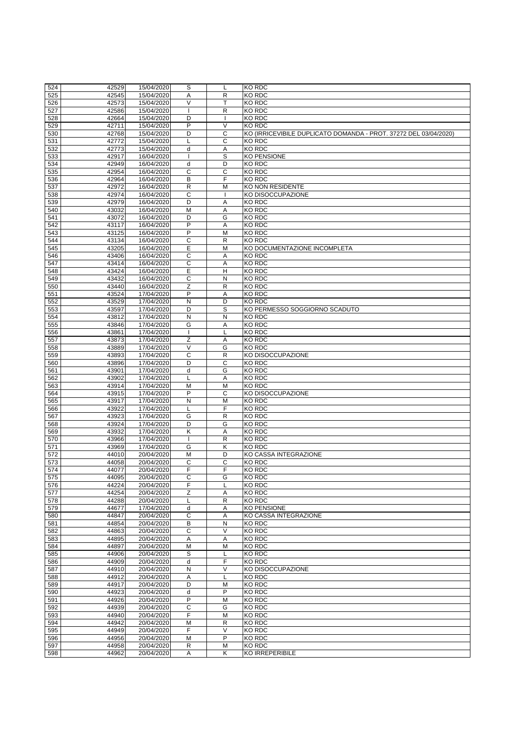| | | | | | |
|---|---|---|---|---|---|
| 524 | 42529 | 15/04/2020 | S | L | KO RDC |
| 525 | 42545 | 15/04/2020 | A | R | KO RDC |
| 526 | 42573 | 15/04/2020 | V | T | KO RDC |
| 527 | 42586 | 15/04/2020 | I | R | KO RDC |
| 528 | 42664 | 15/04/2020 | D | I | KO RDC |
| 529 | 42711 | 15/04/2020 | P | V | KO RDC |
| 530 | 42768 | 15/04/2020 | D | C | KO (IRRICEVIBILE DUPLICATO DOMANDA - PROT. 37272 DEL 03/04/2020) |
| 531 | 42772 | 15/04/2020 | L | C | KO RDC |
| 532 | 42773 | 15/04/2020 | d | A | KO RDC |
| 533 | 42917 | 16/04/2020 | I | S | KO PENSIONE |
| 534 | 42949 | 16/04/2020 | d | D | KO RDC |
| 535 | 42954 | 16/04/2020 | C | C | KO RDC |
| 536 | 42964 | 16/04/2020 | B | F | KO RDC |
| 537 | 42972 | 16/04/2020 | R | M | KO NON RESIDENTE |
| 538 | 42974 | 16/04/2020 | C | I | KO DISOCCUPAZIONE |
| 539 | 42979 | 16/04/2020 | D | A | KO RDC |
| 540 | 43032 | 16/04/2020 | M | A | KO RDC |
| 541 | 43072 | 16/04/2020 | D | G | KO RDC |
| 542 | 43117 | 16/04/2020 | P | A | KO RDC |
| 543 | 43125 | 16/04/2020 | P | M | KO RDC |
| 544 | 43134 | 16/04/2020 | C | R | KO RDC |
| 545 | 43205 | 16/04/2020 | E | M | KO DOCUMENTAZIONE INCOMPLETA |
| 546 | 43406 | 16/04/2020 | C | A | KO RDC |
| 547 | 43414 | 16/04/2020 | C | A | KO RDC |
| 548 | 43424 | 16/04/2020 | E | H | KO RDC |
| 549 | 43432 | 16/04/2020 | C | N | KO RDC |
| 550 | 43440 | 16/04/2020 | Z | R | KO RDC |
| 551 | 43524 | 17/04/2020 | P | A | KO RDC |
| 552 | 43529 | 17/04/2020 | N | D | KO RDC |
| 553 | 43597 | 17/04/2020 | D | S | KO PERMESSO SOGGIORNO SCADUTO |
| 554 | 43812 | 17/04/2020 | N | N | KO RDC |
| 555 | 43846 | 17/04/2020 | G | A | KO RDC |
| 556 | 43861 | 17/04/2020 | I | L | KO RDC |
| 557 | 43873 | 17/04/2020 | Z | A | KO RDC |
| 558 | 43889 | 17/04/2020 | V | G | KO RDC |
| 559 | 43893 | 17/04/2020 | C | R | KO DISOCCUPAZIONE |
| 560 | 43896 | 17/04/2020 | D | C | KO RDC |
| 561 | 43901 | 17/04/2020 | d | G | KO RDC |
| 562 | 43902 | 17/04/2020 | L | A | KO RDC |
| 563 | 43914 | 17/04/2020 | M | M | KO RDC |
| 564 | 43915 | 17/04/2020 | P | C | KO DISOCCUPAZIONE |
| 565 | 43917 | 17/04/2020 | N | M | KO RDC |
| 566 | 43922 | 17/04/2020 | L | F | KO RDC |
| 567 | 43923 | 17/04/2020 | G | R | KO RDC |
| 568 | 43924 | 17/04/2020 | D | G | KO RDC |
| 569 | 43932 | 17/04/2020 | K | A | KO RDC |
| 570 | 43966 | 17/04/2020 | I | R | KO RDC |
| 571 | 43969 | 17/04/2020 | G | K | KO RDC |
| 572 | 44010 | 20/04/2020 | M | D | KO CASSA INTEGRAZIONE |
| 573 | 44058 | 20/04/2020 | C | C | KO RDC |
| 574 | 44077 | 20/04/2020 | F | F | KO RDC |
| 575 | 44095 | 20/04/2020 | C | G | KO RDC |
| 576 | 44224 | 20/04/2020 | F | L | KO RDC |
| 577 | 44254 | 20/04/2020 | Z | A | KO RDC |
| 578 | 44288 | 20/04/2020 | L | R | KO RDC |
| 579 | 44677 | 17/04/2020 | d | A | KO PENSIONE |
| 580 | 44847 | 20/04/2020 | C | A | KO CASSA INTEGRAZIONE |
| 581 | 44854 | 20/04/2020 | B | N | KO RDC |
| 582 | 44863 | 20/04/2020 | C | V | KO RDC |
| 583 | 44895 | 20/04/2020 | A | A | KO RDC |
| 584 | 44897 | 20/04/2020 | M | M | KO RDC |
| 585 | 44906 | 20/04/2020 | S | L | KO RDC |
| 586 | 44909 | 20/04/2020 | d | F | KO RDC |
| 587 | 44910 | 20/04/2020 | N | V | KO DISOCCUPAZIONE |
| 588 | 44912 | 20/04/2020 | A | L | KO RDC |
| 589 | 44917 | 20/04/2020 | D | M | KO RDC |
| 590 | 44923 | 20/04/2020 | d | P | KO RDC |
| 591 | 44926 | 20/04/2020 | P | M | KO RDC |
| 592 | 44939 | 20/04/2020 | C | G | KO RDC |
| 593 | 44940 | 20/04/2020 | F | M | KO RDC |
| 594 | 44942 | 20/04/2020 | M | R | KO RDC |
| 595 | 44949 | 20/04/2020 | F | V | KO RDC |
| 596 | 44956 | 20/04/2020 | M | P | KO RDC |
| 597 | 44958 | 20/04/2020 | R | M | KO RDC |
| 598 | 44962 | 20/04/2020 | A | K | KO IRREPERIBILE |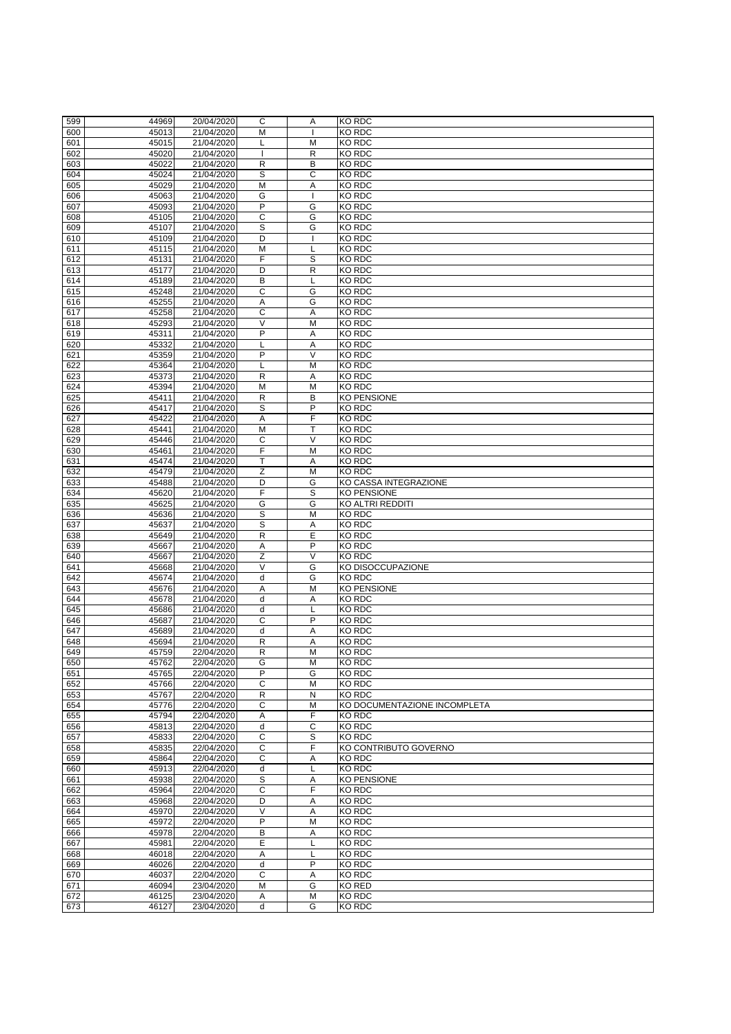| | | | | | |
|---|---|---|---|---|---|
| 599 | 44969 | 20/04/2020 | C | A | KO RDC |
| 600 | 45013 | 21/04/2020 | M | I | KO RDC |
| 601 | 45015 | 21/04/2020 | L | M | KO RDC |
| 602 | 45020 | 21/04/2020 | I | R | KO RDC |
| 603 | 45022 | 21/04/2020 | R | B | KO RDC |
| 604 | 45024 | 21/04/2020 | S | C | KO RDC |
| 605 | 45029 | 21/04/2020 | M | A | KO RDC |
| 606 | 45063 | 21/04/2020 | G | I | KO RDC |
| 607 | 45093 | 21/04/2020 | P | G | KO RDC |
| 608 | 45105 | 21/04/2020 | C | G | KO RDC |
| 609 | 45107 | 21/04/2020 | S | G | KO RDC |
| 610 | 45109 | 21/04/2020 | D | I | KO RDC |
| 611 | 45115 | 21/04/2020 | M | L | KO RDC |
| 612 | 45131 | 21/04/2020 | F | S | KO RDC |
| 613 | 45177 | 21/04/2020 | D | R | KO RDC |
| 614 | 45189 | 21/04/2020 | B | L | KO RDC |
| 615 | 45248 | 21/04/2020 | C | G | KO RDC |
| 616 | 45255 | 21/04/2020 | A | G | KO RDC |
| 617 | 45258 | 21/04/2020 | C | A | KO RDC |
| 618 | 45293 | 21/04/2020 | V | M | KO RDC |
| 619 | 45311 | 21/04/2020 | P | A | KO RDC |
| 620 | 45332 | 21/04/2020 | L | A | KO RDC |
| 621 | 45359 | 21/04/2020 | P | V | KO RDC |
| 622 | 45364 | 21/04/2020 | L | M | KO RDC |
| 623 | 45373 | 21/04/2020 | R | A | KO RDC |
| 624 | 45394 | 21/04/2020 | M | M | KO RDC |
| 625 | 45411 | 21/04/2020 | R | B | KO PENSIONE |
| 626 | 45417 | 21/04/2020 | S | P | KO RDC |
| 627 | 45422 | 21/04/2020 | A | F | KO RDC |
| 628 | 45441 | 21/04/2020 | M | T | KO RDC |
| 629 | 45446 | 21/04/2020 | C | V | KO RDC |
| 630 | 45461 | 21/04/2020 | F | M | KO RDC |
| 631 | 45474 | 21/04/2020 | T | A | KO RDC |
| 632 | 45479 | 21/04/2020 | Z | M | KO RDC |
| 633 | 45488 | 21/04/2020 | D | G | KO CASSA INTEGRAZIONE |
| 634 | 45620 | 21/04/2020 | F | S | KO PENSIONE |
| 635 | 45625 | 21/04/2020 | G | G | KO ALTRI REDDITI |
| 636 | 45636 | 21/04/2020 | S | M | KO RDC |
| 637 | 45637 | 21/04/2020 | S | A | KO RDC |
| 638 | 45649 | 21/04/2020 | R | E | KO RDC |
| 639 | 45667 | 21/04/2020 | A | P | KO RDC |
| 640 | 45667 | 21/04/2020 | Z | V | KO RDC |
| 641 | 45668 | 21/04/2020 | V | G | KO DISOCCUPAZIONE |
| 642 | 45674 | 21/04/2020 | d | G | KO RDC |
| 643 | 45676 | 21/04/2020 | A | M | KO PENSIONE |
| 644 | 45678 | 21/04/2020 | d | A | KO RDC |
| 645 | 45686 | 21/04/2020 | d | L | KO RDC |
| 646 | 45687 | 21/04/2020 | C | P | KO RDC |
| 647 | 45689 | 21/04/2020 | d | A | KO RDC |
| 648 | 45694 | 21/04/2020 | R | A | KO RDC |
| 649 | 45759 | 22/04/2020 | R | M | KO RDC |
| 650 | 45762 | 22/04/2020 | G | M | KO RDC |
| 651 | 45765 | 22/04/2020 | P | G | KO RDC |
| 652 | 45766 | 22/04/2020 | C | M | KO RDC |
| 653 | 45767 | 22/04/2020 | R | N | KO RDC |
| 654 | 45776 | 22/04/2020 | C | M | KO DOCUMENTAZIONE INCOMPLETA |
| 655 | 45794 | 22/04/2020 | A | F | KO RDC |
| 656 | 45813 | 22/04/2020 | d | C | KO RDC |
| 657 | 45833 | 22/04/2020 | C | S | KO RDC |
| 658 | 45835 | 22/04/2020 | C | F | KO CONTRIBUTO GOVERNO |
| 659 | 45864 | 22/04/2020 | C | A | KO RDC |
| 660 | 45913 | 22/04/2020 | d | L | KO RDC |
| 661 | 45938 | 22/04/2020 | S | A | KO PENSIONE |
| 662 | 45964 | 22/04/2020 | C | F | KO RDC |
| 663 | 45968 | 22/04/2020 | D | A | KO RDC |
| 664 | 45970 | 22/04/2020 | V | A | KO RDC |
| 665 | 45972 | 22/04/2020 | P | M | KO RDC |
| 666 | 45978 | 22/04/2020 | B | A | KO RDC |
| 667 | 45981 | 22/04/2020 | E | L | KO RDC |
| 668 | 46018 | 22/04/2020 | A | L | KO RDC |
| 669 | 46026 | 22/04/2020 | d | P | KO RDC |
| 670 | 46037 | 22/04/2020 | C | A | KO RDC |
| 671 | 46094 | 23/04/2020 | M | G | KO RED |
| 672 | 46125 | 23/04/2020 | A | M | KO RDC |
| 673 | 46127 | 23/04/2020 | d | G | KO RDC |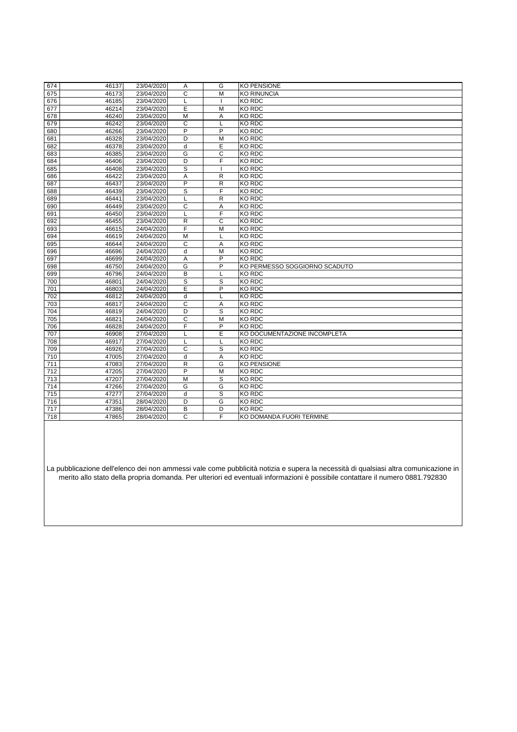| | | | | | |
|---|---|---|---|---|---|
| 674 | 46137 | 23/04/2020 | A | G | KO PENSIONE |
| 675 | 46173 | 23/04/2020 | C | M | KO RINUNCIA |
| 676 | 46185 | 23/04/2020 | L | I | KO RDC |
| 677 | 46214 | 23/04/2020 | E | M | KO RDC |
| 678 | 46240 | 23/04/2020 | M | A | KO RDC |
| 679 | 46242 | 23/04/2020 | C | L | KO RDC |
| 680 | 46266 | 23/04/2020 | P | P | KO RDC |
| 681 | 46328 | 23/04/2020 | D | M | KO RDC |
| 682 | 46378 | 23/04/2020 | d | E | KO RDC |
| 683 | 46385 | 23/04/2020 | G | C | KO RDC |
| 684 | 46406 | 23/04/2020 | D | F | KO RDC |
| 685 | 46408 | 23/04/2020 | S | I | KO RDC |
| 686 | 46422 | 23/04/2020 | A | R | KO RDC |
| 687 | 46437 | 23/04/2020 | P | R | KO RDC |
| 688 | 46439 | 23/04/2020 | S | F | KO RDC |
| 689 | 46441 | 23/04/2020 | L | R | KO RDC |
| 690 | 46449 | 23/04/2020 | C | A | KO RDC |
| 691 | 46450 | 23/04/2020 | L | F | KO RDC |
| 692 | 46455 | 23/04/2020 | R | C | KO RDC |
| 693 | 46615 | 24/04/2020 | F | M | KO RDC |
| 694 | 46619 | 24/04/2020 | M | L | KO RDC |
| 695 | 46644 | 24/04/2020 | C | A | KO RDC |
| 696 | 46696 | 24/04/2020 | d | M | KO RDC |
| 697 | 46699 | 24/04/2020 | A | P | KO RDC |
| 698 | 46750 | 24/04/2020 | G | P | KO PERMESSO SOGGIORNO SCADUTO |
| 699 | 46796 | 24/04/2020 | B | L | KO RDC |
| 700 | 46801 | 24/04/2020 | S | S | KO RDC |
| 701 | 46803 | 24/04/2020 | E | P | KO RDC |
| 702 | 46812 | 24/04/2020 | d | L | KO RDC |
| 703 | 46817 | 24/04/2020 | C | A | KO RDC |
| 704 | 46819 | 24/04/2020 | D | S | KO RDC |
| 705 | 46821 | 24/04/2020 | C | M | KO RDC |
| 706 | 46828 | 24/04/2020 | F | P | KO RDC |
| 707 | 46908 | 27/04/2020 | L | E | KO DOCUMENTAZIONE INCOMPLETA |
| 708 | 46917 | 27/04/2020 | L | L | KO RDC |
| 709 | 46926 | 27/04/2020 | C | S | KO RDC |
| 710 | 47005 | 27/04/2020 | d | A | KO RDC |
| 711 | 47083 | 27/04/2020 | R | G | KO PENSIONE |
| 712 | 47205 | 27/04/2020 | P | M | KO RDC |
| 713 | 47207 | 27/04/2020 | M | S | KO RDC |
| 714 | 47266 | 27/04/2020 | G | G | KO RDC |
| 715 | 47277 | 27/04/2020 | d | S | KO RDC |
| 716 | 47351 | 28/04/2020 | D | G | KO RDC |
| 717 | 47386 | 28/04/2020 | B | D | KO RDC |
| 718 | 47865 | 28/04/2020 | C | F | KO DOMANDA FUORI TERMINE |

La pubblicazione dell'elenco dei non ammessi vale come pubblicità notizia e supera la necessità di qualsiasi altra comunicazione in merito allo stato della propria domanda. Per ulteriori ed eventuali informazioni è possibile contattare il numero 0881.792830